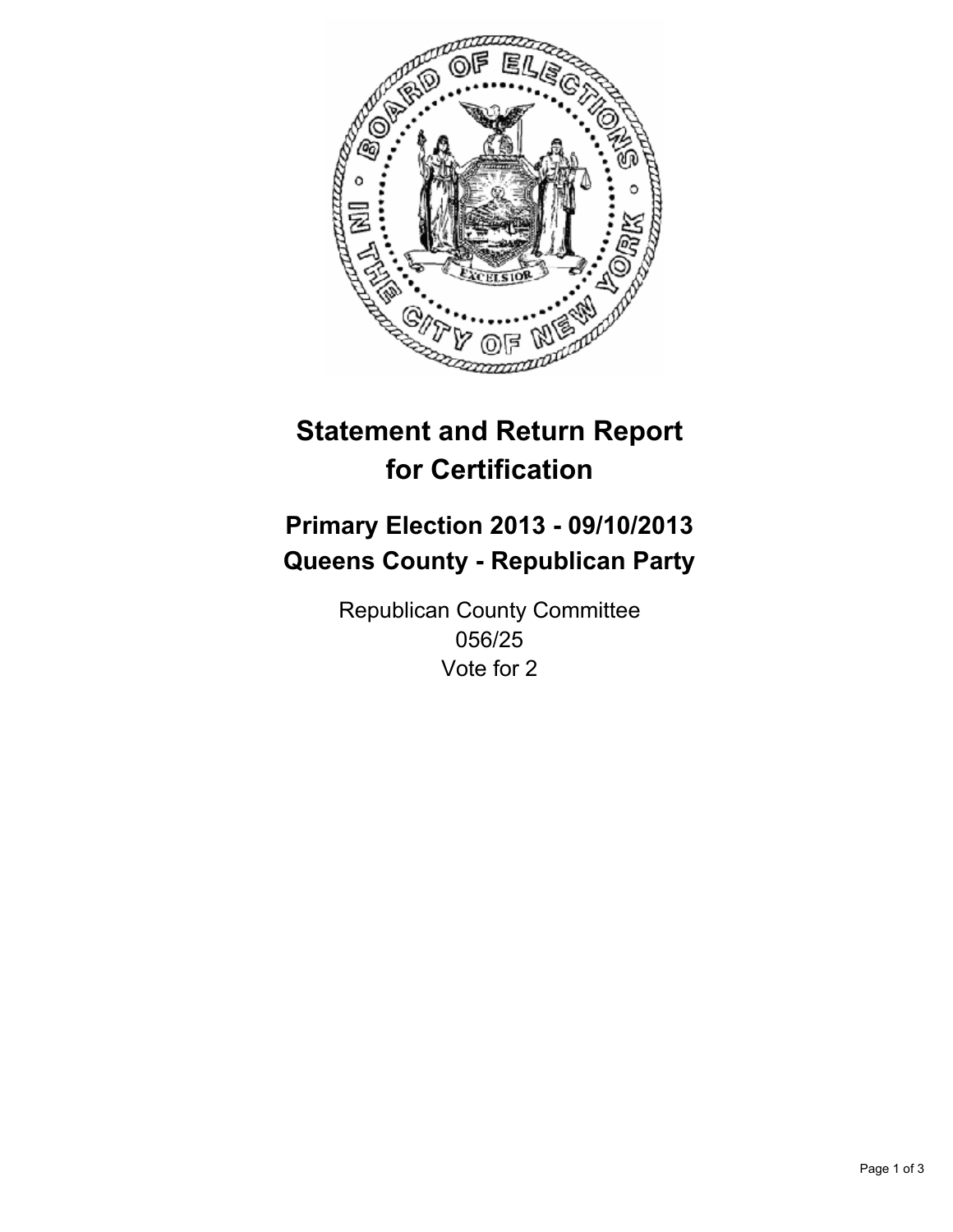# Statement and Return Report for Certification

## Primary Election 2013 - 09/10/2013
## Queens County - Republican Party

Republican County Committee
056/25
Vote for 2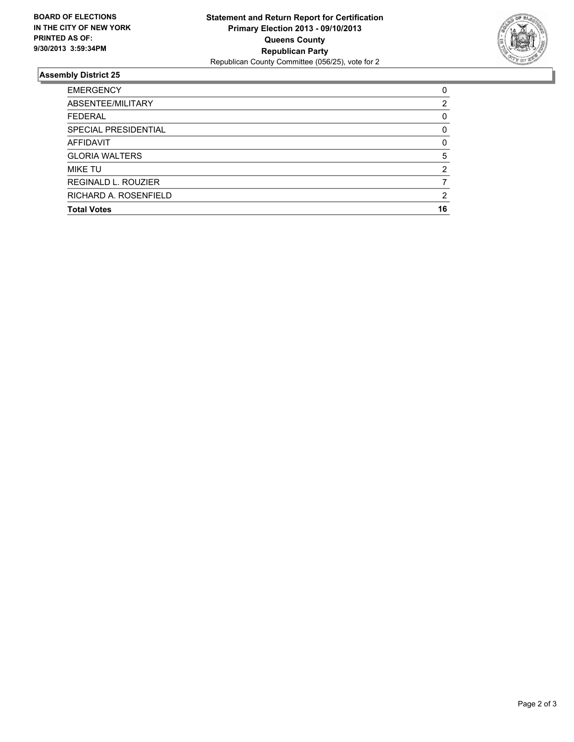**BOARD OF ELECTIONS IN THE CITY OF NEW YORK PRINTED AS OF: 9/30/2013 3:59:34PM**

**Statement and Return Report for Certification**
**Primary Election 2013 - 09/10/2013**
**Queens County**
**Republican Party**
Republican County Committee (056/25), vote for 2

## Assembly District 25

| | |
|---|---|
| EMERGENCY | 0 |
| ABSENTEE/MILITARY | 2 |
| FEDERAL | 0 |
| SPECIAL PRESIDENTIAL | 0 |
| AFFIDAVIT | 0 |
| GLORIA WALTERS | 5 |
| MIKE TU | 2 |
| REGINALD L. ROUZIER | 7 |
| RICHARD A. ROSENFIELD | 2 |
| **Total Votes** | **16** |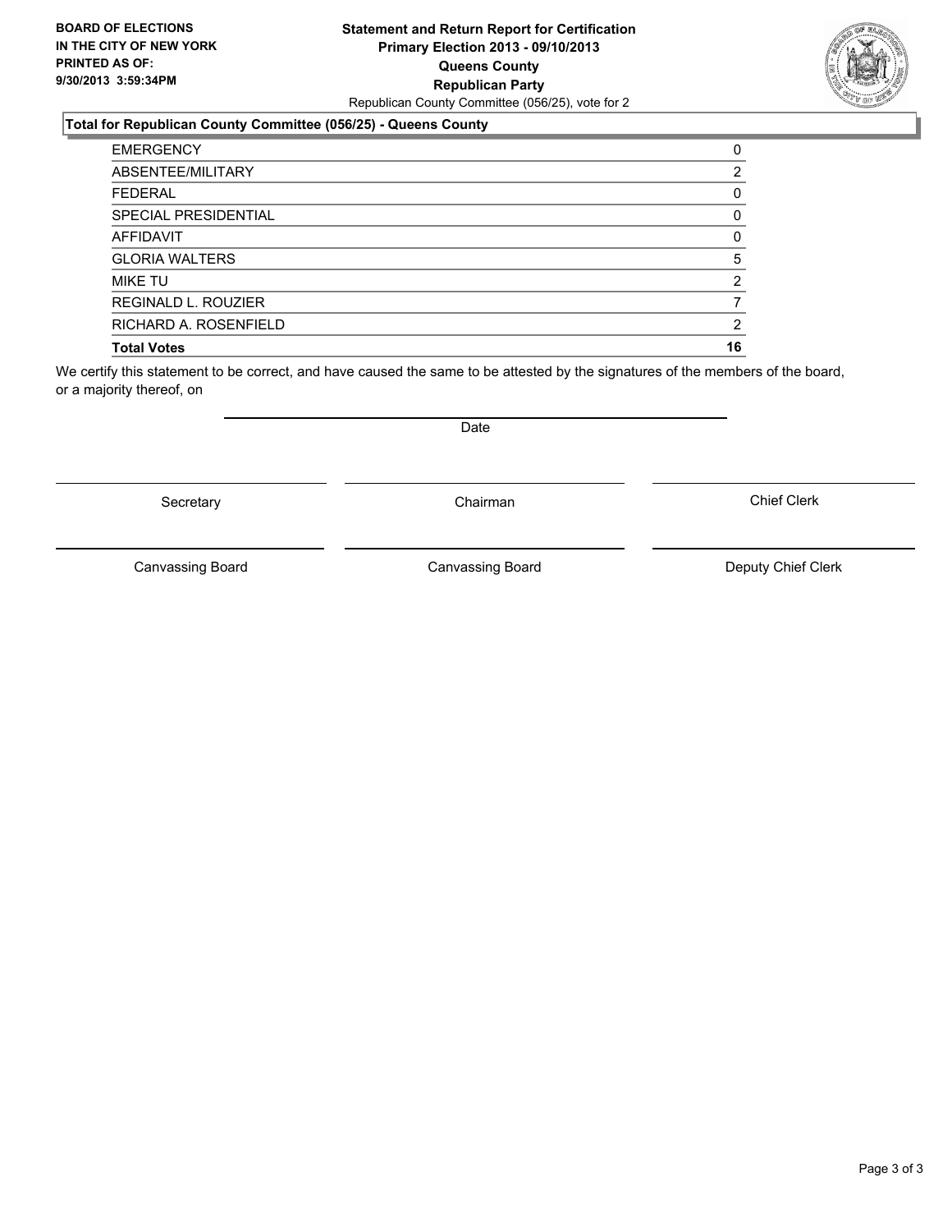**BOARD OF ELECTIONS IN THE CITY OF NEW YORK PRINTED AS OF: 9/30/2013 3:59:34PM**

**Statement and Return Report for Certification Primary Election 2013 - 09/10/2013 Queens County Republican Party**

Republican County Committee (056/25), vote for 2

### Total for Republican County Committee (056/25) - Queens County

| | |
|---|---|
| EMERGENCY | 0 |
| ABSENTEE/MILITARY | 2 |
| FEDERAL | 0 |
| SPECIAL PRESIDENTIAL | 0 |
| AFFIDAVIT | 0 |
| GLORIA WALTERS | 5 |
| MIKE TU | 2 |
| REGINALD L. ROUZIER | 7 |
| RICHARD A. ROSENFIELD | 2 |
| **Total Votes** | **16** |

We certify this statement to be correct, and have caused the same to be attested by the signatures of the members of the board, or a majority thereof, on

Date

Secretary

Chairman

Chief Clerk

Canvassing Board

Canvassing Board

Deputy Chief Clerk